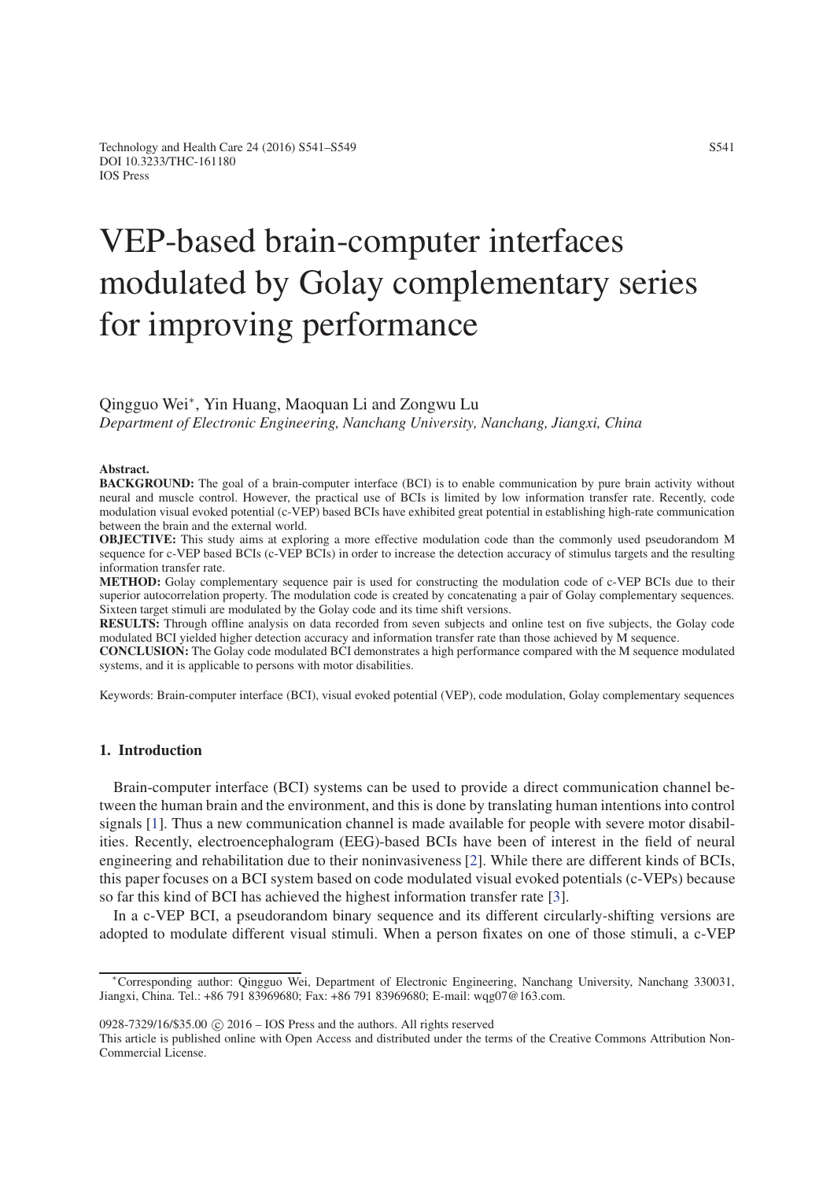# VEP-based brain-computer interfaces modulated by Golay complementary series for improving performance

Qingguo Wei*, Yin Huang, Maoquan Li and Zongwu Lu

*Department of Electronic Engineering, Nanchang University, Nanchang, Jiangxi, China*

**Abstract.**

**BACKGROUND:** The goal of a brain-computer interface (BCI) is to enable communication by pure brain activity without neural and muscle control. However, the practical use of BCIs is limited by low information transfer rate. Recently, code modulation visual evoked potential (c-VEP) based BCIs have exhibited great potential in establishing high-rate communication between the brain and the external world.

**OBJECTIVE:** This study aims at exploring a more effective modulation code than the commonly used pseudorandom M sequence for c-VEP based BCIs (c-VEP BCIs) in order to increase the detection accuracy of stimulus targets and the resulting information transfer rate.

**METHOD:** Golay complementary sequence pair is used for constructing the modulation code of c-VEP BCIs due to their superior autocorrelation property. The modulation code is created by concatenating a pair of Golay complementary sequences. Sixteen target stimuli are modulated by the Golay code and its time shift versions.

**RESULTS:** Through offline analysis on data recorded from seven subjects and online test on five subjects, the Golay code modulated BCI yielded higher detection accuracy and information transfer rate than those achieved by M sequence.

**CONCLUSION:** The Golay code modulated BCI demonstrates a high performance compared with the M sequence modulated systems, and it is applicable to persons with motor disabilities.

Keywords: Brain-computer interface (BCI), visual evoked potential (VEP), code modulation, Golay complementary sequences

## 1. Introduction

Brain-computer interface (BCI) systems can be used to provide a direct communication channel between the human brain and the environment, and this is done by translating human intentions into control signals [1]. Thus a new communication channel is made available for people with severe motor disabilities. Recently, electroencephalogram (EEG)-based BCIs have been of interest in the field of neural engineering and rehabilitation due to their noninvasiveness [2]. While there are different kinds of BCIs, this paper focuses on a BCI system based on code modulated visual evoked potentials (c-VEPs) because so far this kind of BCI has achieved the highest information transfer rate [3].

In a c-VEP BCI, a pseudorandom binary sequence and its different circularly-shifting versions are adopted to modulate different visual stimuli. When a person fixates on one of those stimuli, a c-VEP

*Corresponding author: Qingguo Wei, Department of Electronic Engineering, Nanchang University, Nanchang 330031, Jiangxi, China. Tel.: +86 791 83969680; Fax: +86 791 83969680; E-mail: wqg07@163.com.

0928-7329/16/$35.00 © 2016 – IOS Press and the authors. All rights reserved

This article is published online with Open Access and distributed under the terms of the Creative Commons Attribution Non-Commercial License.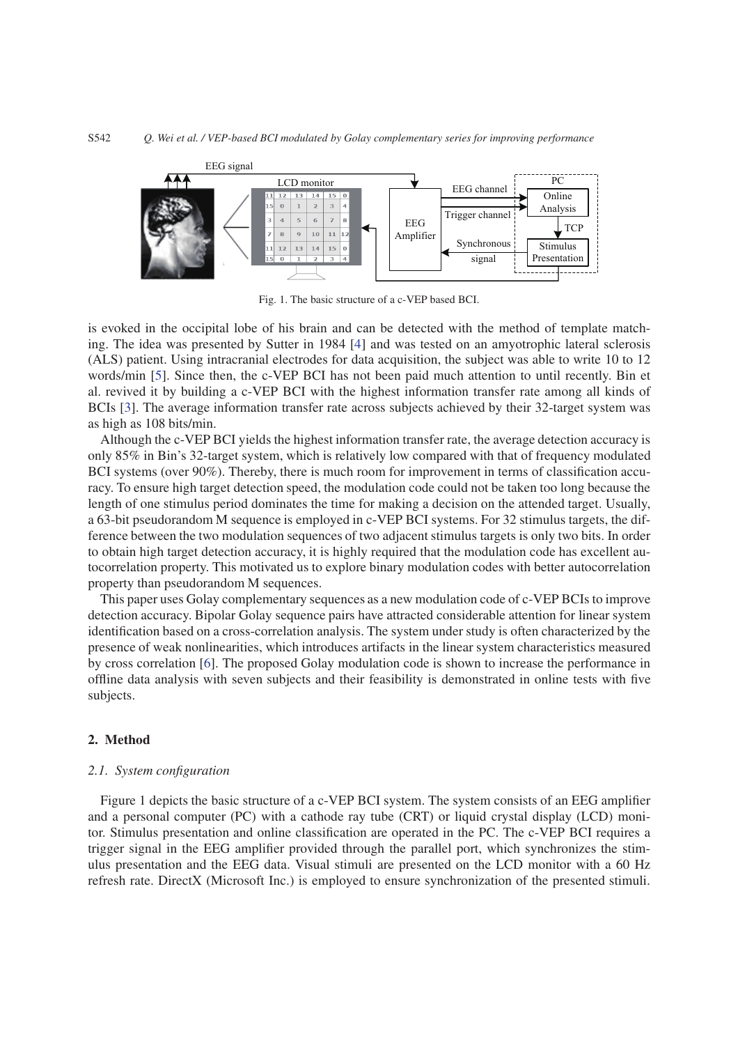Fig. 1. The basic structure of a c-VEP based BCI.

is evoked in the occipital lobe of his brain and can be detected with the method of template matching. The idea was presented by Sutter in 1984 [4] and was tested on an amyotrophic lateral sclerosis (ALS) patient. Using intracranial electrodes for data acquisition, the subject was able to write 10 to 12 words/min [5]. Since then, the c-VEP BCI has not been paid much attention to until recently. Bin et al. revived it by building a c-VEP BCI with the highest information transfer rate among all kinds of BCIs [3]. The average information transfer rate across subjects achieved by their 32-target system was as high as 108 bits/min.

Although the c-VEP BCI yields the highest information transfer rate, the average detection accuracy is only 85% in Bin's 32-target system, which is relatively low compared with that of frequency modulated BCI systems (over 90%). Thereby, there is much room for improvement in terms of classification accuracy. To ensure high target detection speed, the modulation code could not be taken too long because the length of one stimulus period dominates the time for making a decision on the attended target. Usually, a 63-bit pseudorandom M sequence is employed in c-VEP BCI systems. For 32 stimulus targets, the difference between the two modulation sequences of two adjacent stimulus targets is only two bits. In order to obtain high target detection accuracy, it is highly required that the modulation code has excellent autocorrelation property. This motivated us to explore binary modulation codes with better autocorrelation property than pseudorandom M sequences.

This paper uses Golay complementary sequences as a new modulation code of c-VEP BCIs to improve detection accuracy. Bipolar Golay sequence pairs have attracted considerable attention for linear system identification based on a cross-correlation analysis. The system under study is often characterized by the presence of weak nonlinearities, which introduces artifacts in the linear system characteristics measured by cross correlation [6]. The proposed Golay modulation code is shown to increase the performance in offline data analysis with seven subjects and their feasibility is demonstrated in online tests with five subjects.

## 2. Method

### *2.1. System configuration*

Figure 1 depicts the basic structure of a c-VEP BCI system. The system consists of an EEG amplifier and a personal computer (PC) with a cathode ray tube (CRT) or liquid crystal display (LCD) monitor. Stimulus presentation and online classification are operated in the PC. The c-VEP BCI requires a trigger signal in the EEG amplifier provided through the parallel port, which synchronizes the stimulus presentation and the EEG data. Visual stimuli are presented on the LCD monitor with a 60 Hz refresh rate. DirectX (Microsoft Inc.) is employed to ensure synchronization of the presented stimuli.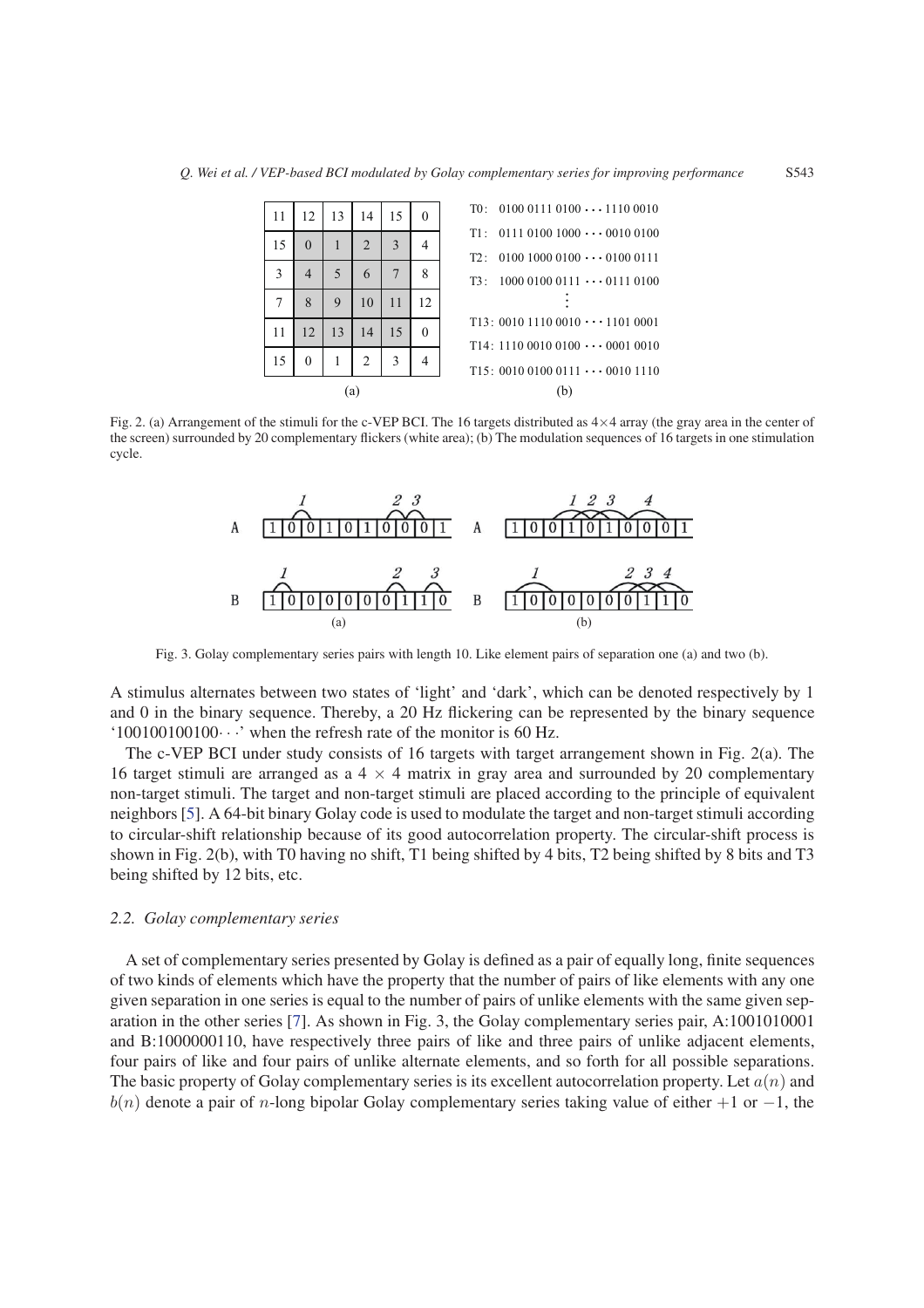| 11 | 12 | 13 | 14 | 15 | 0 |
|---|---|---|---|---|---|
| 15 | 0 | 1 | 2 | 3 | 4 |
| 3 | 4 | 5 | 6 | 7 | 8 |
| 7 | 8 | 9 | 10 | 11 | 12 |
| 11 | 12 | 13 | 14 | 15 | 0 |
| 15 | 0 | 1 | 2 | 3 | 4 |

(a)

T0: 0100 0111 0100 ··· 1110 0010
T1: 0111 0100 1000 ··· 0010 0100
T2: 0100 1000 0100 ··· 0100 0111
T3: 1000 0100 0111 ··· 0111 0100
⋮
T13: 0010 1110 0010 ··· 1101 0001
T14: 1110 0010 0100 ··· 0001 0010
T15: 0010 0100 0111 ··· 0010 1110

(b)

Fig. 2. (a) Arrangement of the stimuli for the c-VEP BCI. The 16 targets distributed as 4×4 array (the gray area in the center of the screen) surrounded by 20 complementary flickers (white area); (b) The modulation sequences of 16 targets in one stimulation cycle.

(a) A: 1 0 0 1 0 1 0 0 0 1; B: 1 0 0 0 0 0 0 1 1 0

(b) A: 1 0 0 1 0 1 0 0 0 1; B: 1 0 0 0 0 0 0 1 1 0

Fig. 3. Golay complementary series pairs with length 10. Like element pairs of separation one (a) and two (b).

A stimulus alternates between two states of 'light' and 'dark', which can be denoted respectively by 1 and 0 in the binary sequence. Thereby, a 20 Hz flickering can be represented by the binary sequence '100100100100···' when the refresh rate of the monitor is 60 Hz.

The c-VEP BCI under study consists of 16 targets with target arrangement shown in Fig. 2(a). The 16 target stimuli are arranged as a $4 \times 4$ matrix in gray area and surrounded by 20 complementary non-target stimuli. The target and non-target stimuli are placed according to the principle of equivalent neighbors [5]. A 64-bit binary Golay code is used to modulate the target and non-target stimuli according to circular-shift relationship because of its good autocorrelation property. The circular-shift process is shown in Fig. 2(b), with T0 having no shift, T1 being shifted by 4 bits, T2 being shifted by 8 bits and T3 being shifted by 12 bits, etc.

### 2.2. Golay complementary series

A set of complementary series presented by Golay is defined as a pair of equally long, finite sequences of two kinds of elements which have the property that the number of pairs of like elements with any one given separation in one series is equal to the number of pairs of unlike elements with the same given separation in the other series [7]. As shown in Fig. 3, the Golay complementary series pair, A:1001010001 and B:1000000110, have respectively three pairs of like and three pairs of unlike adjacent elements, four pairs of like and four pairs of unlike alternate elements, and so forth for all possible separations. The basic property of Golay complementary series is its excellent autocorrelation property. Let $a(n)$ and $b(n)$ denote a pair of $n$-long bipolar Golay complementary series taking value of either $+1$ or $-1$, the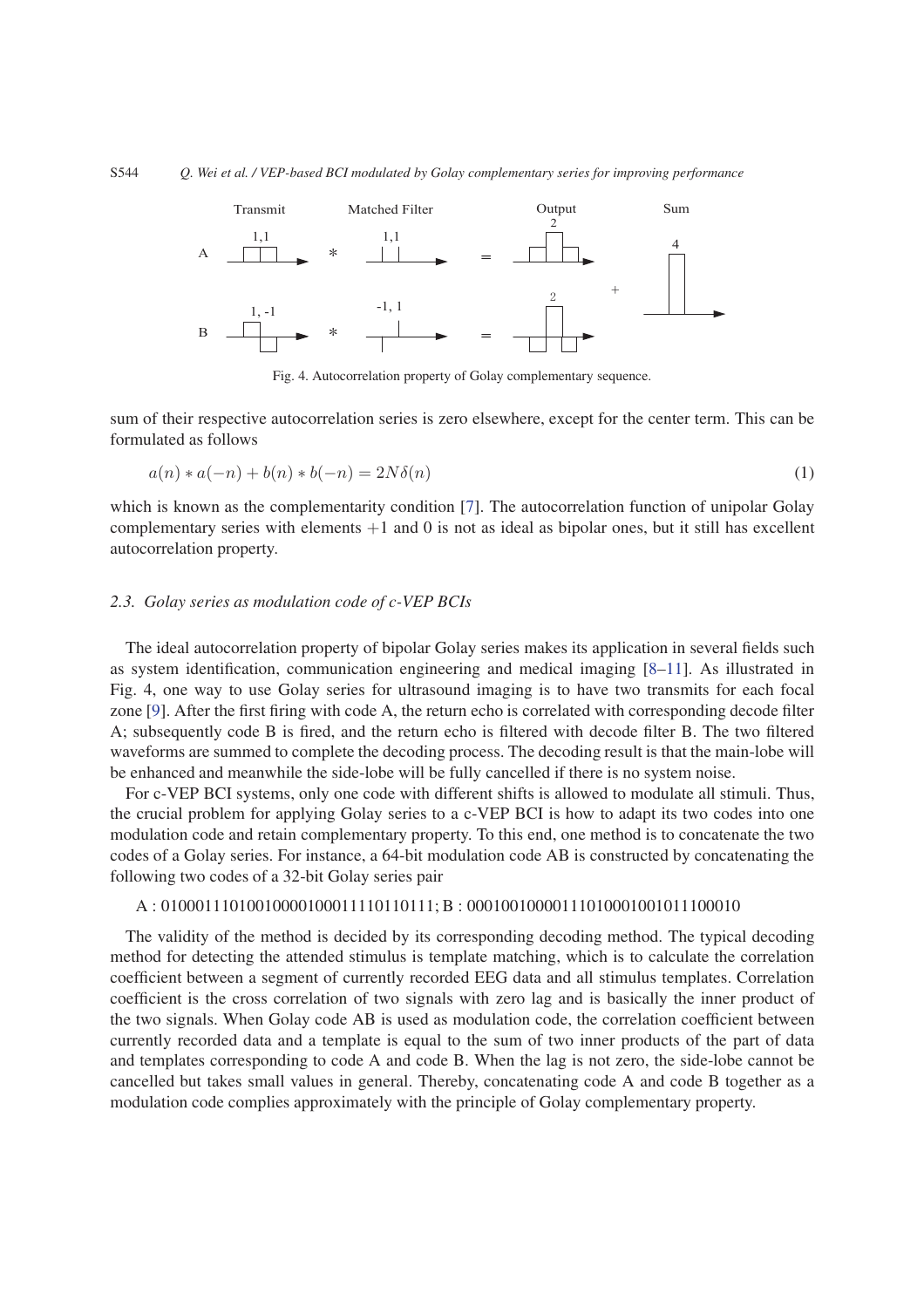Fig. 4. Autocorrelation property of Golay complementary sequence.

sum of their respective autocorrelation series is zero elsewhere, except for the center term. This can be formulated as follows

$$a(n) * a(-n) + b(n) * b(-n) = 2N\delta(n) \tag{1}$$

which is known as the complementarity condition [7]. The autocorrelation function of unipolar Golay complementary series with elements $+1$ and 0 is not as ideal as bipolar ones, but it still has excellent autocorrelation property.

### 2.3. Golay series as modulation code of c-VEP BCIs

The ideal autocorrelation property of bipolar Golay series makes its application in several fields such as system identification, communication engineering and medical imaging [8–11]. As illustrated in Fig. 4, one way to use Golay series for ultrasound imaging is to have two transmits for each focal zone [9]. After the first firing with code A, the return echo is correlated with corresponding decode filter A; subsequently code B is fired, and the return echo is filtered with decode filter B. The two filtered waveforms are summed to complete the decoding process. The decoding result is that the main-lobe will be enhanced and meanwhile the side-lobe will be fully cancelled if there is no system noise.

For c-VEP BCI systems, only one code with different shifts is allowed to modulate all stimuli. Thus, the crucial problem for applying Golay series to a c-VEP BCI is how to adapt its two codes into one modulation code and retain complementary property. To this end, one method is to concatenate the two codes of a Golay series. For instance, a 64-bit modulation code AB is constructed by concatenating the following two codes of a 32-bit Golay series pair

A : 01000111010010000100011110110111; B : 00010010000111010001001011100010

The validity of the method is decided by its corresponding decoding method. The typical decoding method for detecting the attended stimulus is template matching, which is to calculate the correlation coefficient between a segment of currently recorded EEG data and all stimulus templates. Correlation coefficient is the cross correlation of two signals with zero lag and is basically the inner product of the two signals. When Golay code AB is used as modulation code, the correlation coefficient between currently recorded data and a template is equal to the sum of two inner products of the part of data and templates corresponding to code A and code B. When the lag is not zero, the side-lobe cannot be cancelled but takes small values in general. Thereby, concatenating code A and code B together as a modulation code complies approximately with the principle of Golay complementary property.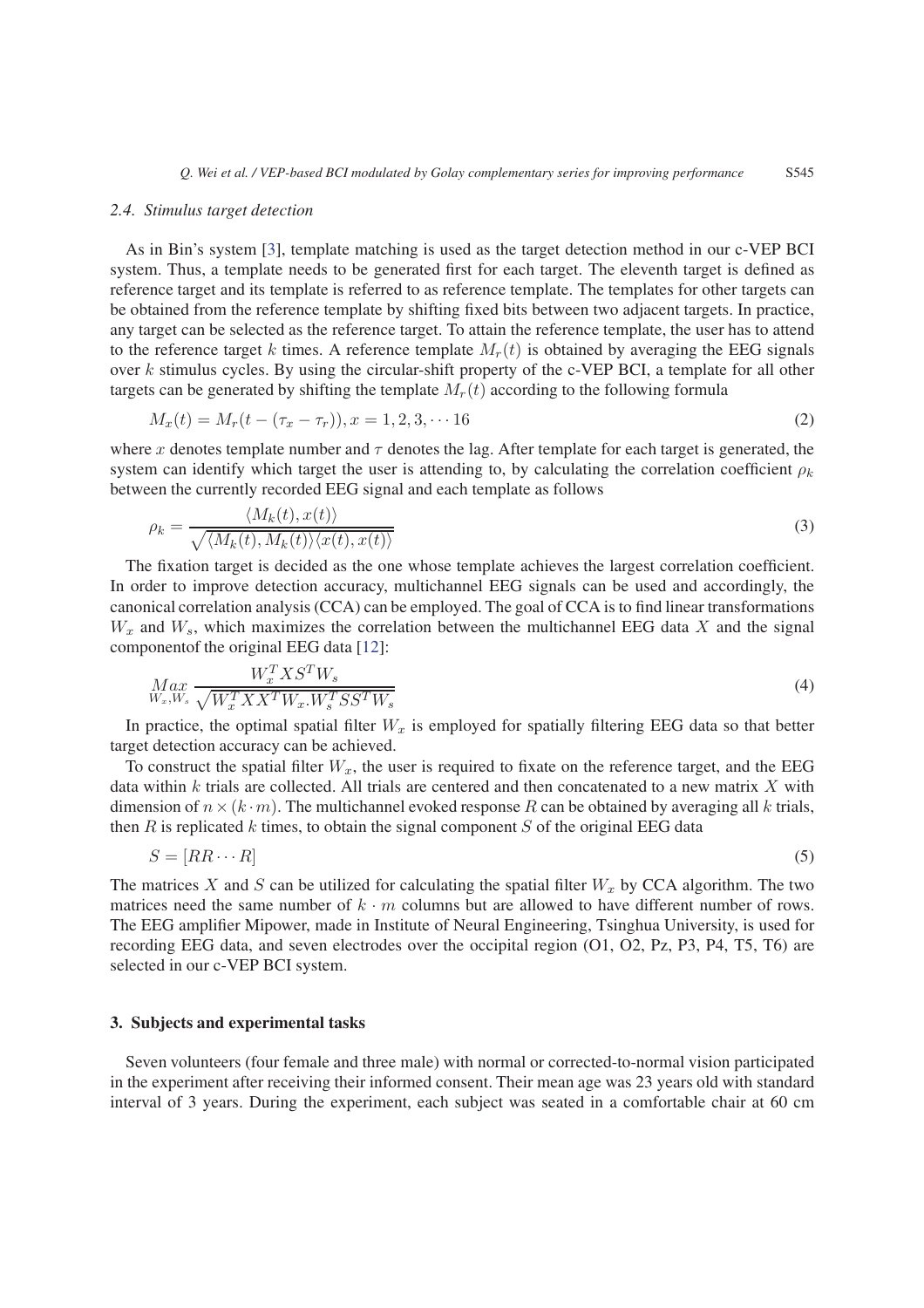### 2.4. Stimulus target detection

As in Bin's system [3], template matching is used as the target detection method in our c-VEP BCI system. Thus, a template needs to be generated first for each target. The eleventh target is defined as reference target and its template is referred to as reference template. The templates for other targets can be obtained from the reference template by shifting fixed bits between two adjacent targets. In practice, any target can be selected as the reference target. To attain the reference template, the user has to attend to the reference target $k$ times. A reference template $M_r(t)$ is obtained by averaging the EEG signals over $k$ stimulus cycles. By using the circular-shift property of the c-VEP BCI, a template for all other targets can be generated by shifting the template $M_r(t)$ according to the following formula

$$M_x(t) = M_r(t - (\tau_x - \tau_r)), x = 1, 2, 3, \cdots 16 \tag{2}$$

where $x$ denotes template number and $\tau$ denotes the lag. After template for each target is generated, the system can identify which target the user is attending to, by calculating the correlation coefficient $\rho_k$ between the currently recorded EEG signal and each template as follows

$$\rho_k = \frac{\langle M_k(t), x(t) \rangle}{\sqrt{\langle M_k(t), M_k(t) \rangle \langle x(t), x(t) \rangle}} \tag{3}$$

The fixation target is decided as the one whose template achieves the largest correlation coefficient. In order to improve detection accuracy, multichannel EEG signals can be used and accordingly, the canonical correlation analysis (CCA) can be employed. The goal of CCA is to find linear transformations $W_x$ and $W_s$, which maximizes the correlation between the multichannel EEG data $X$ and the signal componentof the original EEG data [12]:

$$\underset{W_x, W_s}{Max} \frac{W_x^T X S^T W_s}{\sqrt{W_x^T X X^T W_x . W_s^T S S^T W_s}} \tag{4}$$

In practice, the optimal spatial filter $W_x$ is employed for spatially filtering EEG data so that better target detection accuracy can be achieved.

To construct the spatial filter $W_x$, the user is required to fixate on the reference target, and the EEG data within $k$ trials are collected. All trials are centered and then concatenated to a new matrix $X$ with dimension of $n \times (k \cdot m)$. The multichannel evoked response $R$ can be obtained by averaging all $k$ trials, then $R$ is replicated $k$ times, to obtain the signal component $S$ of the original EEG data

$$S = [RR \cdots R] \tag{5}$$

The matrices $X$ and $S$ can be utilized for calculating the spatial filter $W_x$ by CCA algorithm. The two matrices need the same number of $k \cdot m$ columns but are allowed to have different number of rows. The EEG amplifier Mipower, made in Institute of Neural Engineering, Tsinghua University, is used for recording EEG data, and seven electrodes over the occipital region (O1, O2, Pz, P3, P4, T5, T6) are selected in our c-VEP BCI system.

## 3. Subjects and experimental tasks

Seven volunteers (four female and three male) with normal or corrected-to-normal vision participated in the experiment after receiving their informed consent. Their mean age was 23 years old with standard interval of 3 years. During the experiment, each subject was seated in a comfortable chair at 60 cm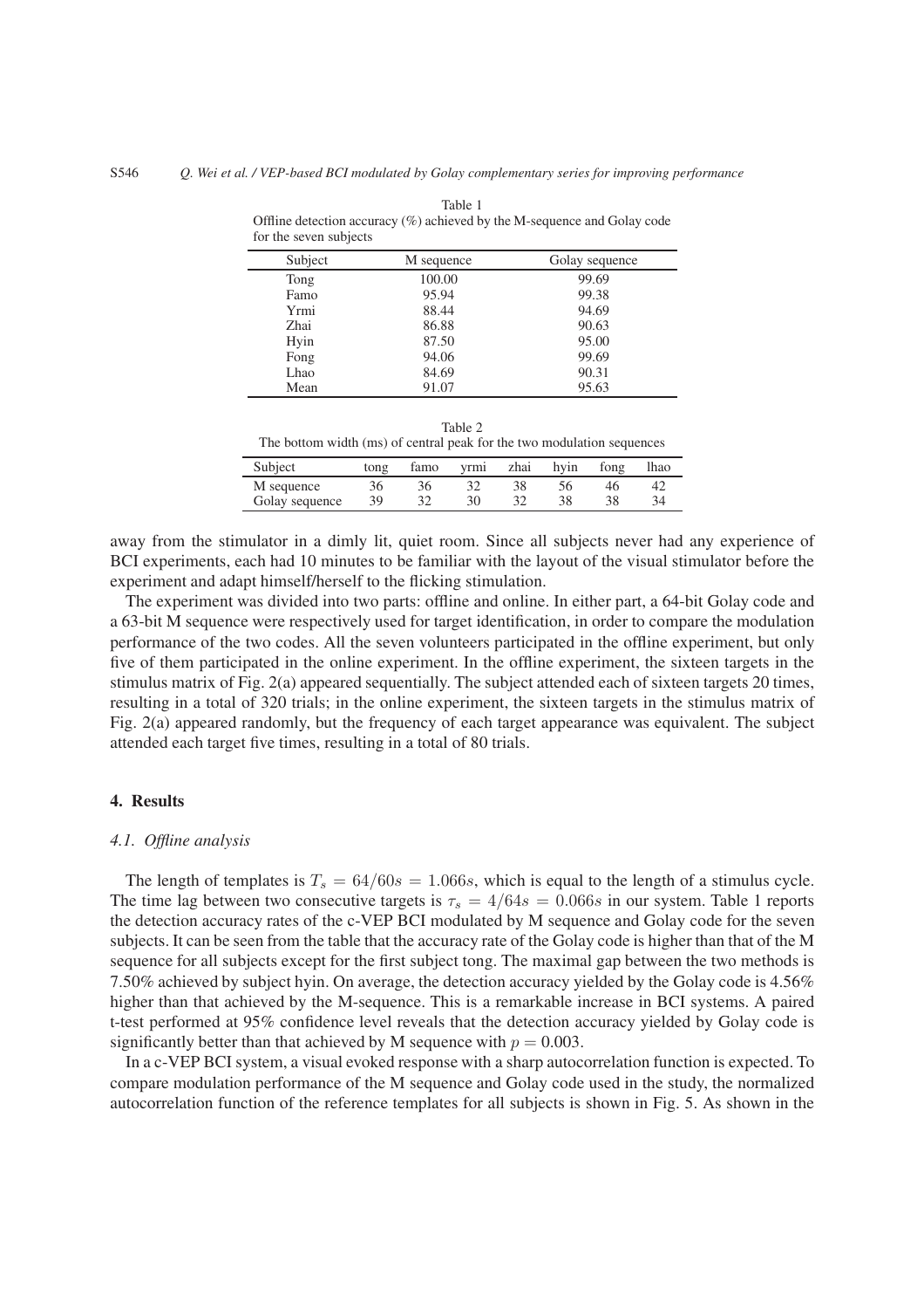Table 1
Offline detection accuracy (%) achieved by the M-sequence and Golay code for the seven subjects

| Subject | M sequence | Golay sequence |
|---|---|---|
| Tong | 100.00 | 99.69 |
| Famo | 95.94 | 99.38 |
| Yrmi | 88.44 | 94.69 |
| Zhai | 86.88 | 90.63 |
| Hyin | 87.50 | 95.00 |
| Fong | 94.06 | 99.69 |
| Lhao | 84.69 | 90.31 |
| Mean | 91.07 | 95.63 |

Table 2
The bottom width (ms) of central peak for the two modulation sequences

| Subject | tong | famo | yrmi | zhai | hyin | fong | lhao |
|---|---|---|---|---|---|---|---|
| M sequence | 36 | 36 | 32 | 38 | 56 | 46 | 42 |
| Golay sequence | 39 | 32 | 30 | 32 | 38 | 38 | 34 |

away from the stimulator in a dimly lit, quiet room. Since all subjects never had any experience of BCI experiments, each had 10 minutes to be familiar with the layout of the visual stimulator before the experiment and adapt himself/herself to the flicking stimulation.

The experiment was divided into two parts: offline and online. In either part, a 64-bit Golay code and a 63-bit M sequence were respectively used for target identification, in order to compare the modulation performance of the two codes. All the seven volunteers participated in the offline experiment, but only five of them participated in the online experiment. In the offline experiment, the sixteen targets in the stimulus matrix of Fig. 2(a) appeared sequentially. The subject attended each of sixteen targets 20 times, resulting in a total of 320 trials; in the online experiment, the sixteen targets in the stimulus matrix of Fig. 2(a) appeared randomly, but the frequency of each target appearance was equivalent. The subject attended each target five times, resulting in a total of 80 trials.

## 4. Results

### 4.1. *Offline analysis*

The length of templates is $T_s = 64/60s = 1.066s$, which is equal to the length of a stimulus cycle. The time lag between two consecutive targets is $\tau_s = 4/64s = 0.066s$ in our system. Table 1 reports the detection accuracy rates of the c-VEP BCI modulated by M sequence and Golay code for the seven subjects. It can be seen from the table that the accuracy rate of the Golay code is higher than that of the M sequence for all subjects except for the first subject tong. The maximal gap between the two methods is 7.50% achieved by subject hyin. On average, the detection accuracy yielded by the Golay code is 4.56% higher than that achieved by the M-sequence. This is a remarkable increase in BCI systems. A paired t-test performed at 95% confidence level reveals that the detection accuracy yielded by Golay code is significantly better than that achieved by M sequence with $p = 0.003$.

In a c-VEP BCI system, a visual evoked response with a sharp autocorrelation function is expected. To compare modulation performance of the M sequence and Golay code used in the study, the normalized autocorrelation function of the reference templates for all subjects is shown in Fig. 5. As shown in the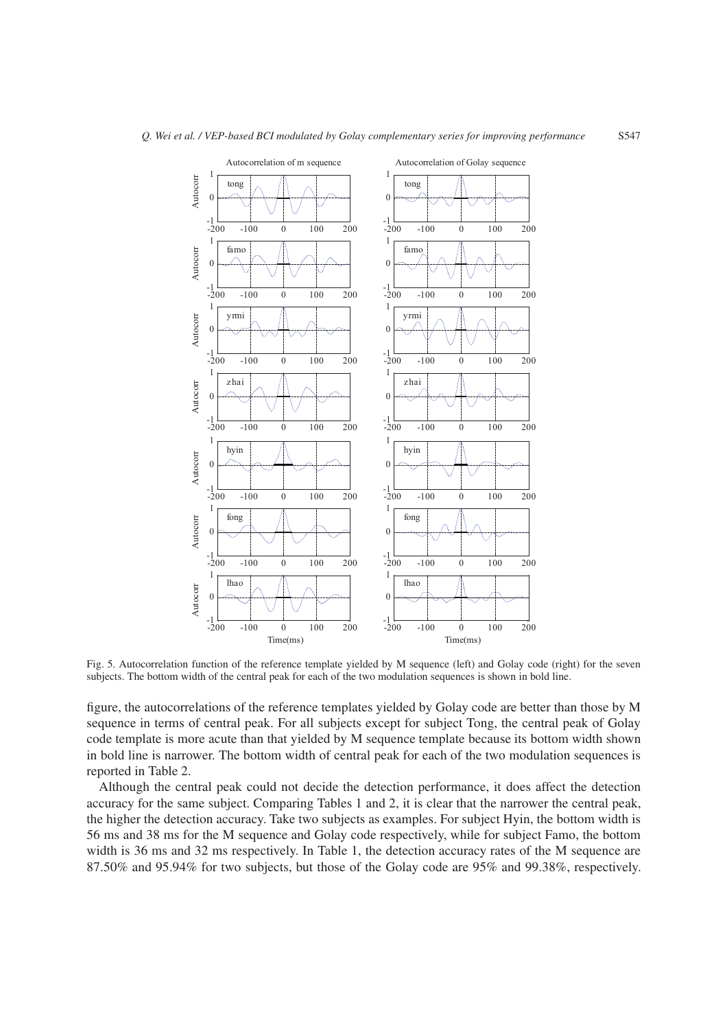Fig. 5. Autocorrelation function of the reference template yielded by M sequence (left) and Golay code (right) for the seven subjects. The bottom width of the central peak for each of the two modulation sequences is shown in bold line.

figure, the autocorrelations of the reference templates yielded by Golay code are better than those by M sequence in terms of central peak. For all subjects except for subject Tong, the central peak of Golay code template is more acute than that yielded by M sequence template because its bottom width shown in bold line is narrower. The bottom width of central peak for each of the two modulation sequences is reported in Table 2.

Although the central peak could not decide the detection performance, it does affect the detection accuracy for the same subject. Comparing Tables 1 and 2, it is clear that the narrower the central peak, the higher the detection accuracy. Take two subjects as examples. For subject Hyin, the bottom width is 56 ms and 38 ms for the M sequence and Golay code respectively, while for subject Famo, the bottom width is 36 ms and 32 ms respectively. In Table 1, the detection accuracy rates of the M sequence are 87.50% and 95.94% for two subjects, but those of the Golay code are 95% and 99.38%, respectively.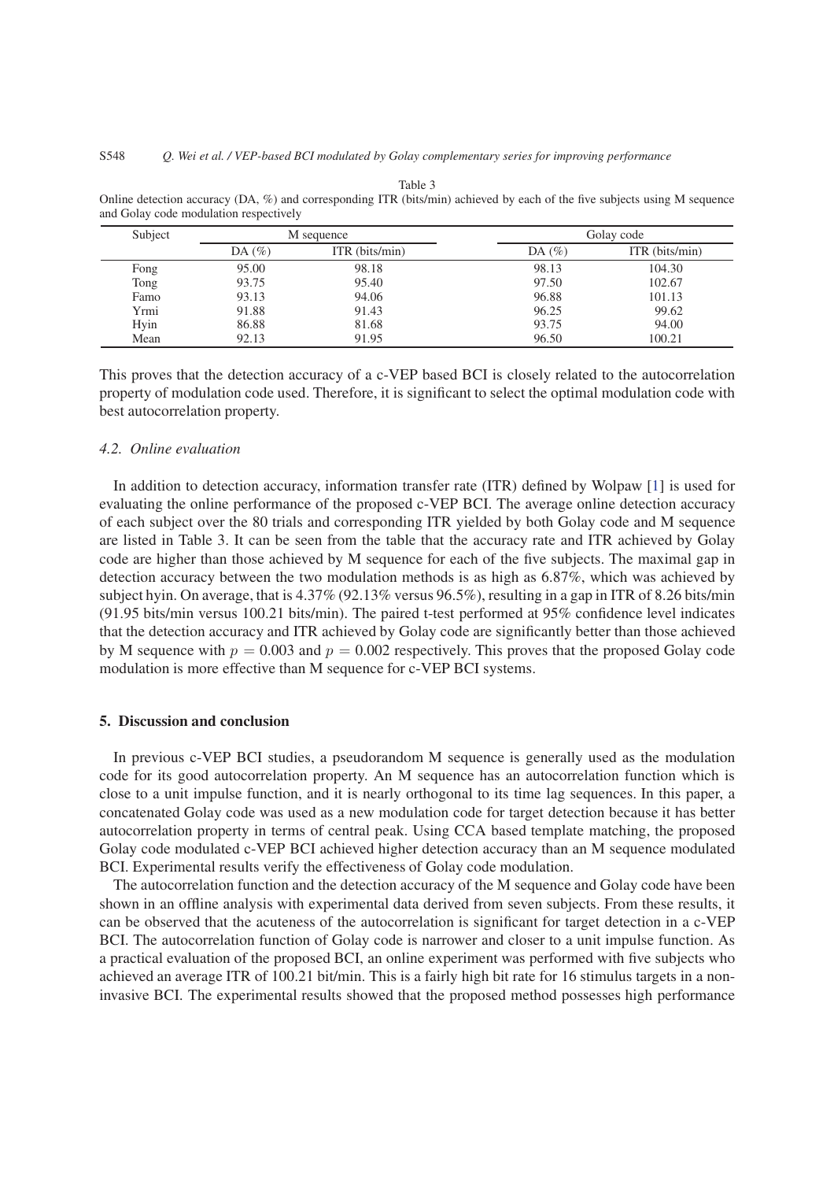Table 3
Online detection accuracy (DA, %) and corresponding ITR (bits/min) achieved by each of the five subjects using M sequence and Golay code modulation respectively

| Subject | M sequence | | Golay code | |
|---|---|---|---|---|
| | DA (%) | ITR (bits/min) | DA (%) | ITR (bits/min) |
| Fong | 95.00 | 98.18 | 98.13 | 104.30 |
| Tong | 93.75 | 95.40 | 97.50 | 102.67 |
| Famo | 93.13 | 94.06 | 96.88 | 101.13 |
| Yrmi | 91.88 | 91.43 | 96.25 | 99.62 |
| Hyin | 86.88 | 81.68 | 93.75 | 94.00 |
| Mean | 92.13 | 91.95 | 96.50 | 100.21 |

This proves that the detection accuracy of a c-VEP based BCI is closely related to the autocorrelation property of modulation code used. Therefore, it is significant to select the optimal modulation code with best autocorrelation property.

### 4.2. *Online evaluation*

In addition to detection accuracy, information transfer rate (ITR) defined by Wolpaw [1] is used for evaluating the online performance of the proposed c-VEP BCI. The average online detection accuracy of each subject over the 80 trials and corresponding ITR yielded by both Golay code and M sequence are listed in Table 3. It can be seen from the table that the accuracy rate and ITR achieved by Golay code are higher than those achieved by M sequence for each of the five subjects. The maximal gap in detection accuracy between the two modulation methods is as high as 6.87%, which was achieved by subject hyin. On average, that is 4.37% (92.13% versus 96.5%), resulting in a gap in ITR of 8.26 bits/min (91.95 bits/min versus 100.21 bits/min). The paired t-test performed at 95% confidence level indicates that the detection accuracy and ITR achieved by Golay code are significantly better than those achieved by M sequence with $p = 0.003$ and $p = 0.002$ respectively. This proves that the proposed Golay code modulation is more effective than M sequence for c-VEP BCI systems.

## 5. Discussion and conclusion

In previous c-VEP BCI studies, a pseudorandom M sequence is generally used as the modulation code for its good autocorrelation property. An M sequence has an autocorrelation function which is close to a unit impulse function, and it is nearly orthogonal to its time lag sequences. In this paper, a concatenated Golay code was used as a new modulation code for target detection because it has better autocorrelation property in terms of central peak. Using CCA based template matching, the proposed Golay code modulated c-VEP BCI achieved higher detection accuracy than an M sequence modulated BCI. Experimental results verify the effectiveness of Golay code modulation.

The autocorrelation function and the detection accuracy of the M sequence and Golay code have been shown in an offline analysis with experimental data derived from seven subjects. From these results, it can be observed that the acuteness of the autocorrelation is significant for target detection in a c-VEP BCI. The autocorrelation function of Golay code is narrower and closer to a unit impulse function. As a practical evaluation of the proposed BCI, an online experiment was performed with five subjects who achieved an average ITR of 100.21 bit/min. This is a fairly high bit rate for 16 stimulus targets in a non-invasive BCI. The experimental results showed that the proposed method possesses high performance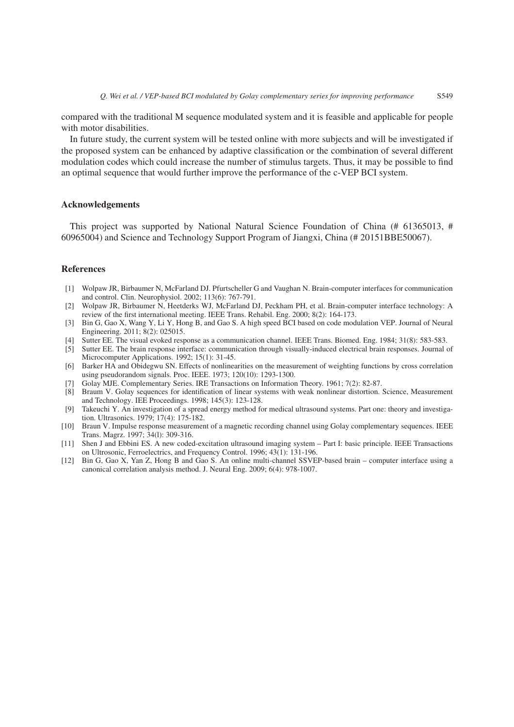compared with the traditional M sequence modulated system and it is feasible and applicable for people with motor disabilities.

In future study, the current system will be tested online with more subjects and will be investigated if the proposed system can be enhanced by adaptive classification or the combination of several different modulation codes which could increase the number of stimulus targets. Thus, it may be possible to find an optimal sequence that would further improve the performance of the c-VEP BCI system.

## Acknowledgements

This project was supported by National Natural Science Foundation of China (# 61365013, # 60965004) and Science and Technology Support Program of Jiangxi, China (# 20151BBE50067).

## References

[1] Wolpaw JR, Birbaumer N, McFarland DJ. Pfurtscheller G and Vaughan N. Brain-computer interfaces for communication and control. Clin. Neurophysiol. 2002; 113(6): 767-791.

[2] Wolpaw JR, Birbaumer N, Heetderks WJ, McFarland DJ, Peckham PH, et al. Brain-computer interface technology: A review of the first international meeting. IEEE Trans. Rehabil. Eng. 2000; 8(2): 164-173.

[3] Bin G, Gao X, Wang Y, Li Y, Hong B, and Gao S. A high speed BCI based on code modulation VEP. Journal of Neural Engineering. 2011; 8(2): 025015.

[4] Sutter EE. The visual evoked response as a communication channel. IEEE Trans. Biomed. Eng. 1984; 31(8): 583-583.

[5] Sutter EE. The brain response interface: communication through visually-induced electrical brain responses. Journal of Microcomputer Applications. 1992; 15(1): 31-45.

[6] Barker HA and Obidegwu SN. Effects of nonlinearities on the measurement of weighting functions by cross correlation using pseudorandom signals. Proc. IEEE. 1973; 120(10): 1293-1300.

[7] Golay MJE. Complementary Series. IRE Transactions on Information Theory. 1961; 7(2): 82-87.

[8] Braum V. Golay sequences for identification of linear systems with weak nonlinear distortion. Science, Measurement and Technology. IEE Proceedings. 1998; 145(3): 123-128.

[9] Takeuchi Y. An investigation of a spread energy method for medical ultrasound systems. Part one: theory and investigation. Ultrasonics. 1979; 17(4): 175-182.

[10] Braun V. Impulse response measurement of a magnetic recording channel using Golay complementary sequences. IEEE Trans. Magrz. 1997; 34(l): 309-316.

[11] Shen J and Ebbini ES. A new coded-excitation ultrasound imaging system – Part I: basic principle. IEEE Transactions on Ultrosonic, Ferroelectrics, and Frequency Control. 1996; 43(1): 131-196.

[12] Bin G, Gao X, Yan Z, Hong B and Gao S. An online multi-channel SSVEP-based brain – computer interface using a canonical correlation analysis method. J. Neural Eng. 2009; 6(4): 978-1007.